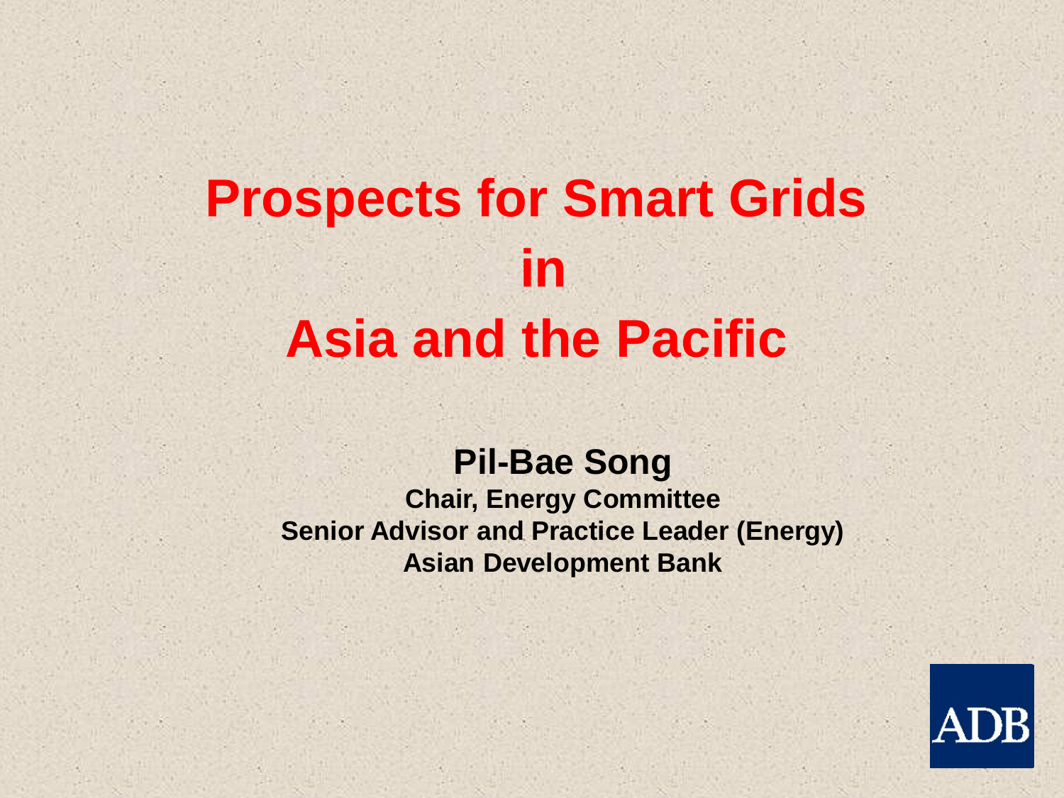# Prospects for Smart Grids in Asia and the Pacific

**Pil-Bae Song**

**Chair, Energy Committee**

**Senior Advisor and Practice Leader (Energy)**

**Asian Development Bank**

ADB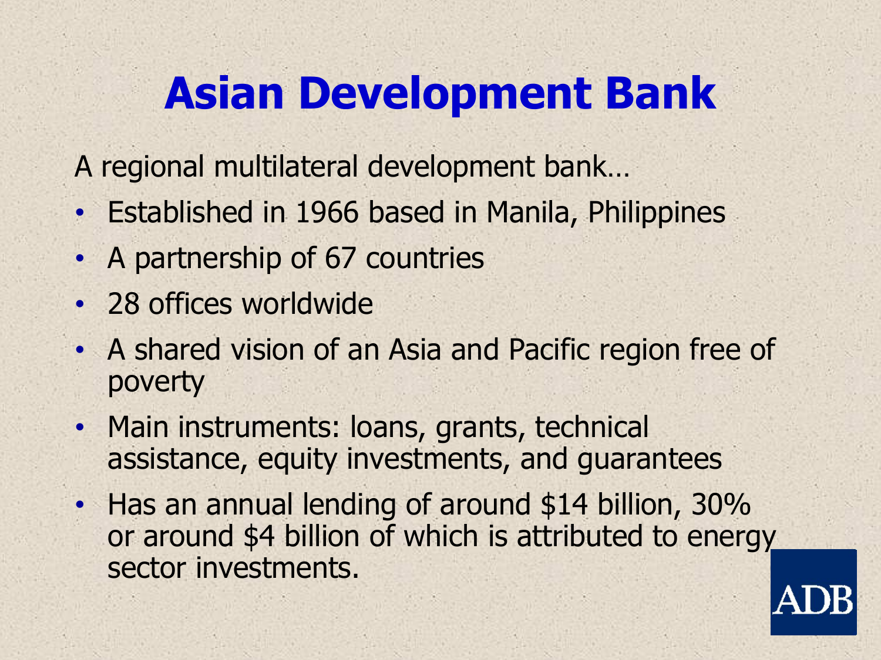# Asian Development Bank

A regional multilateral development bank…

- Established in 1966 based in Manila, Philippines
- A partnership of 67 countries
- 28 offices worldwide
- A shared vision of an Asia and Pacific region free of poverty
- Main instruments: loans, grants, technical assistance, equity investments, and guarantees
- Has an annual lending of around $14 billion, 30% or around $4 billion of which is attributed to energy sector investments.

ADB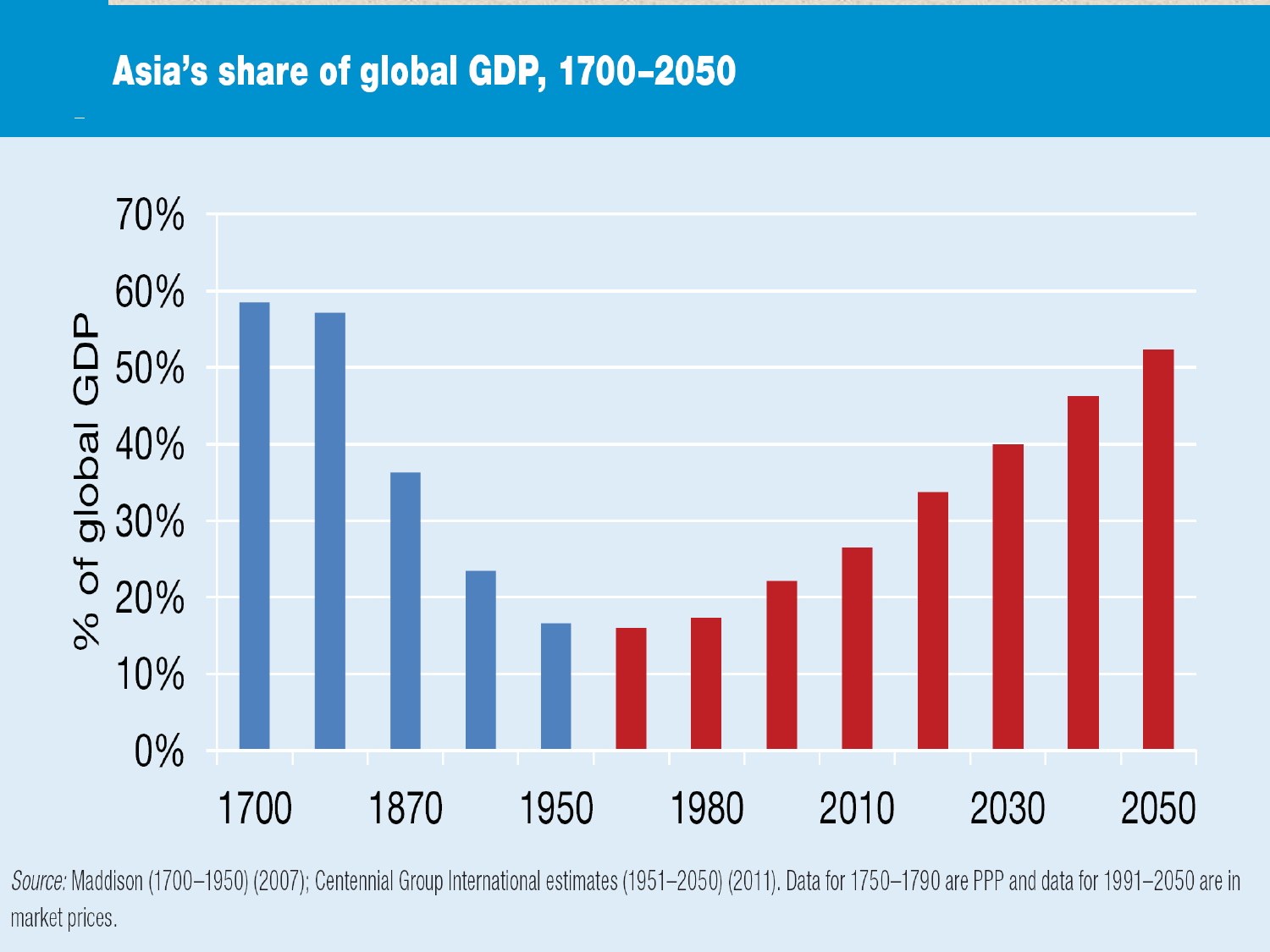# Asia's share of global GDP, 1700–2050

% of global GDP

70%
60%
50%
40%
30%
20%
10%
0%

1700 1870 1950 1980 2010 2030 2050

*Source:* Maddison (1700–1950) (2007); Centennial Group International estimates (1951–2050) (2011). Data for 1750–1790 are PPP and data for 1991–2050 are in market prices.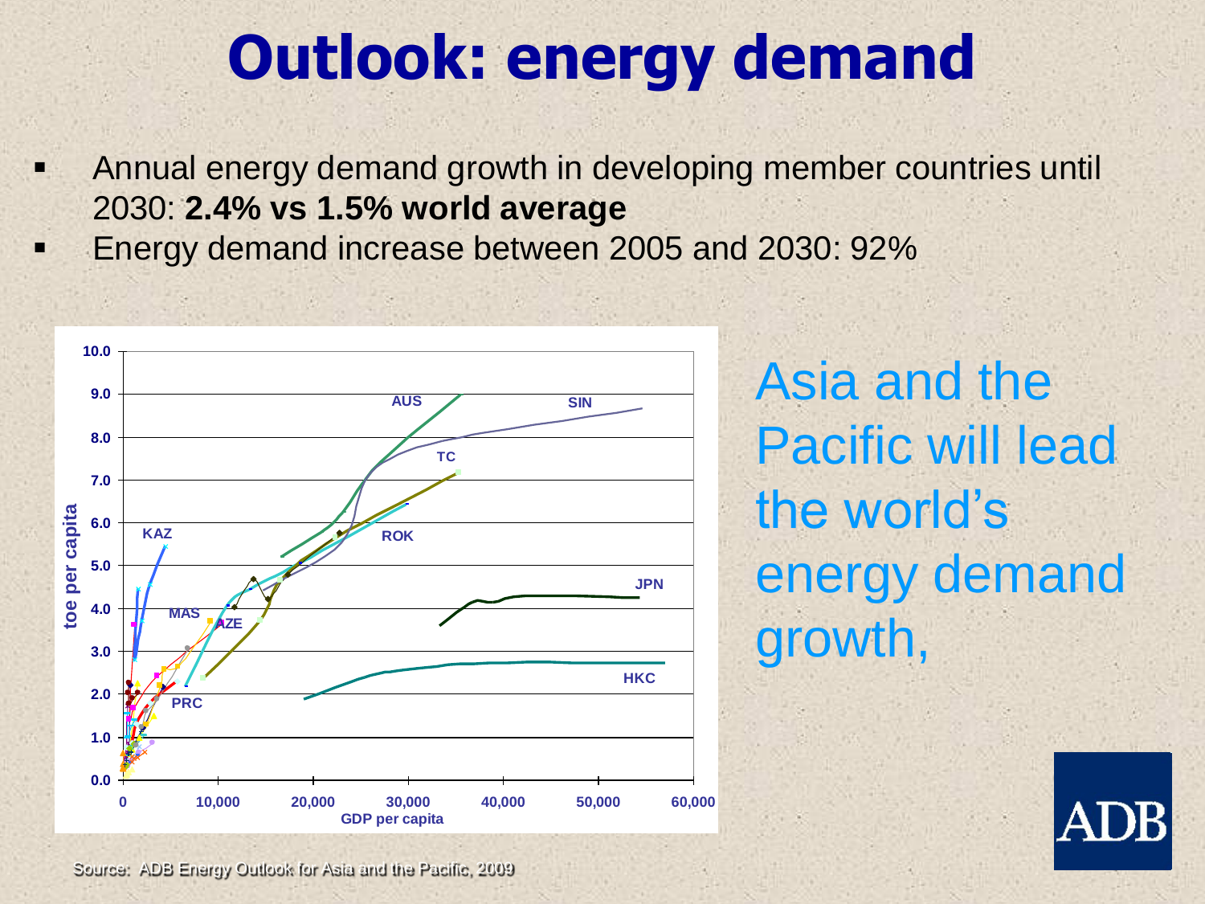# Outlook: energy demand

- Annual energy demand growth in developing member countries until 2030: **2.4% vs 1.5% world average**
- Energy demand increase between 2005 and 2030: 92%

Asia and the Pacific will lead the world's energy demand growth,

Source: ADB Energy Outlook for Asia and the Pacific, 2009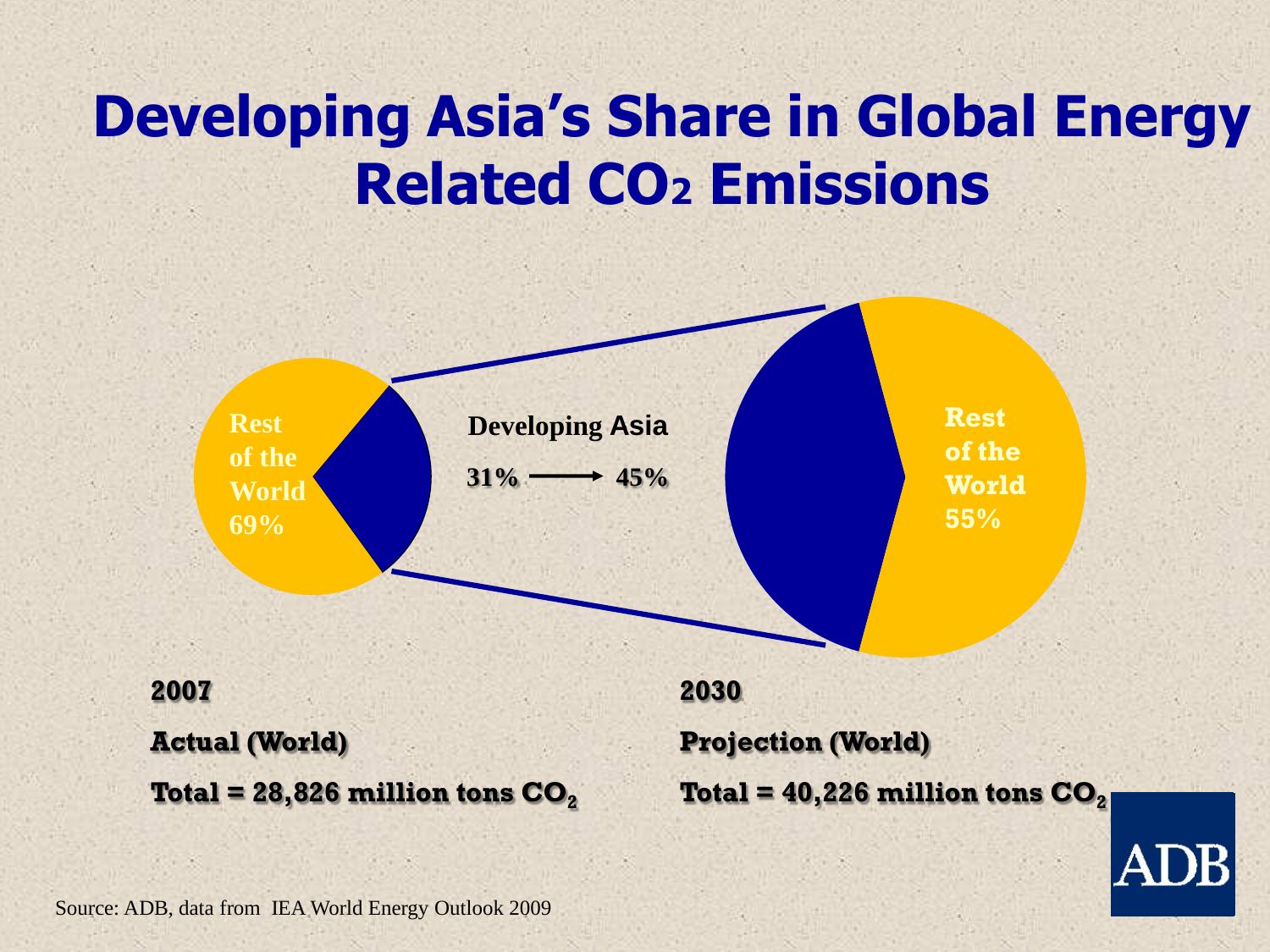# Developing Asia's Share in Global Energy Related $CO_2$ Emissions

Rest of the World 69%

Developing Asia

31% ⟶ 45%

Rest of the World 55%

**2007**

**Actual (World)**

**Total = 28,826 million tons $CO_2$**

**2030**

**Projection (World)**

**Total = 40,226 million tons $CO_2$**

ADB

Source: ADB, data from IEA World Energy Outlook 2009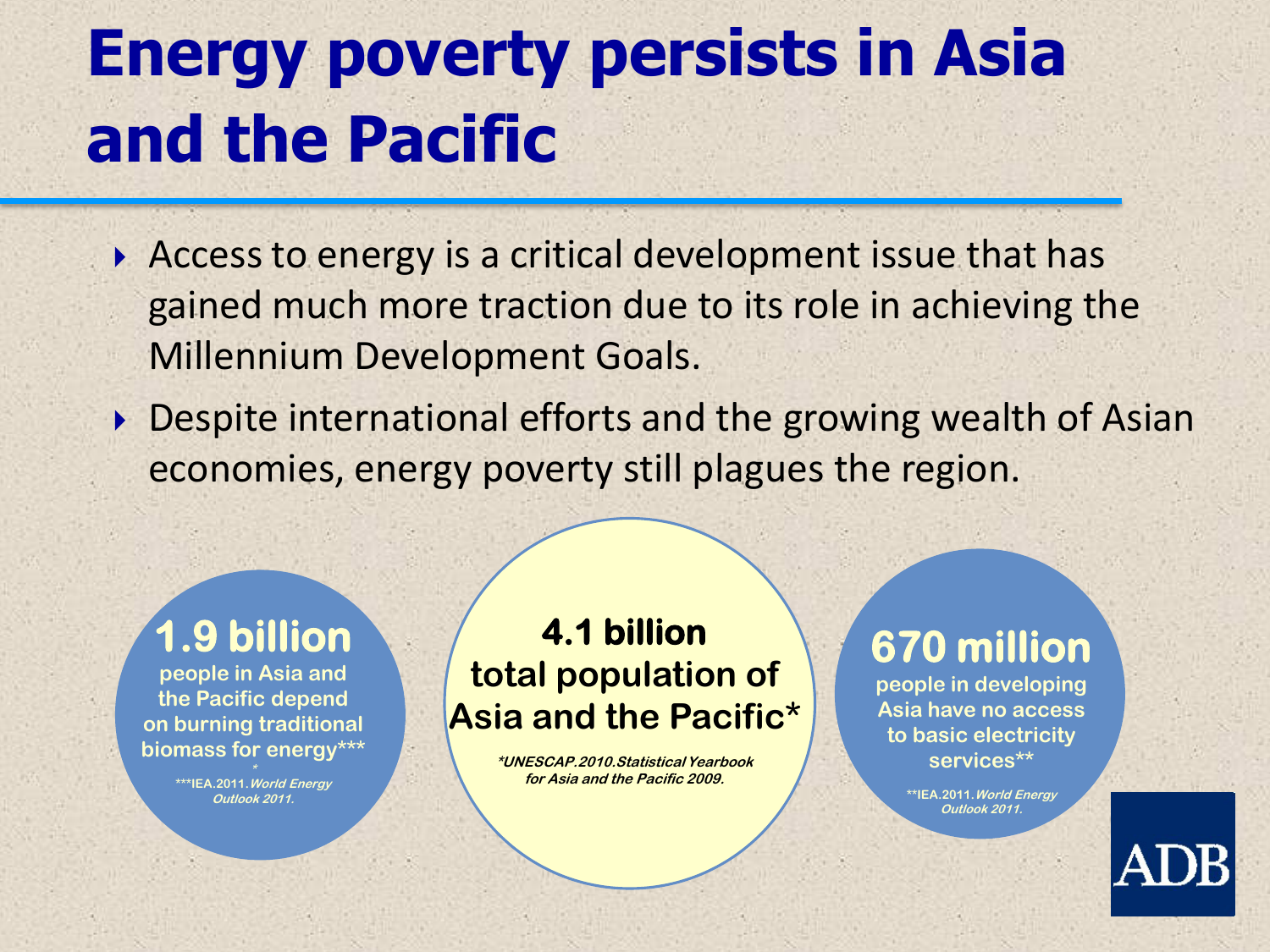# Energy poverty persists in Asia and the Pacific

- Access to energy is a critical development issue that has gained much more traction due to its role in achieving the Millennium Development Goals.
- Despite international efforts and the growing wealth of Asian economies, energy poverty still plagues the region.

**1.9 billion**

**people in Asia and the Pacific depend on burning traditional biomass for energy*****

***IEA.2011.*World Energy Outlook 2011.*

**4.1 billion total population of Asia and the Pacific***

**UNESCAP.2010.Statistical Yearbook for Asia and the Pacific 2009.*

**670 million**

**people in developing Asia have no access to basic electricity services****

**IEA.2011.*World Energy Outlook 2011.*

ADB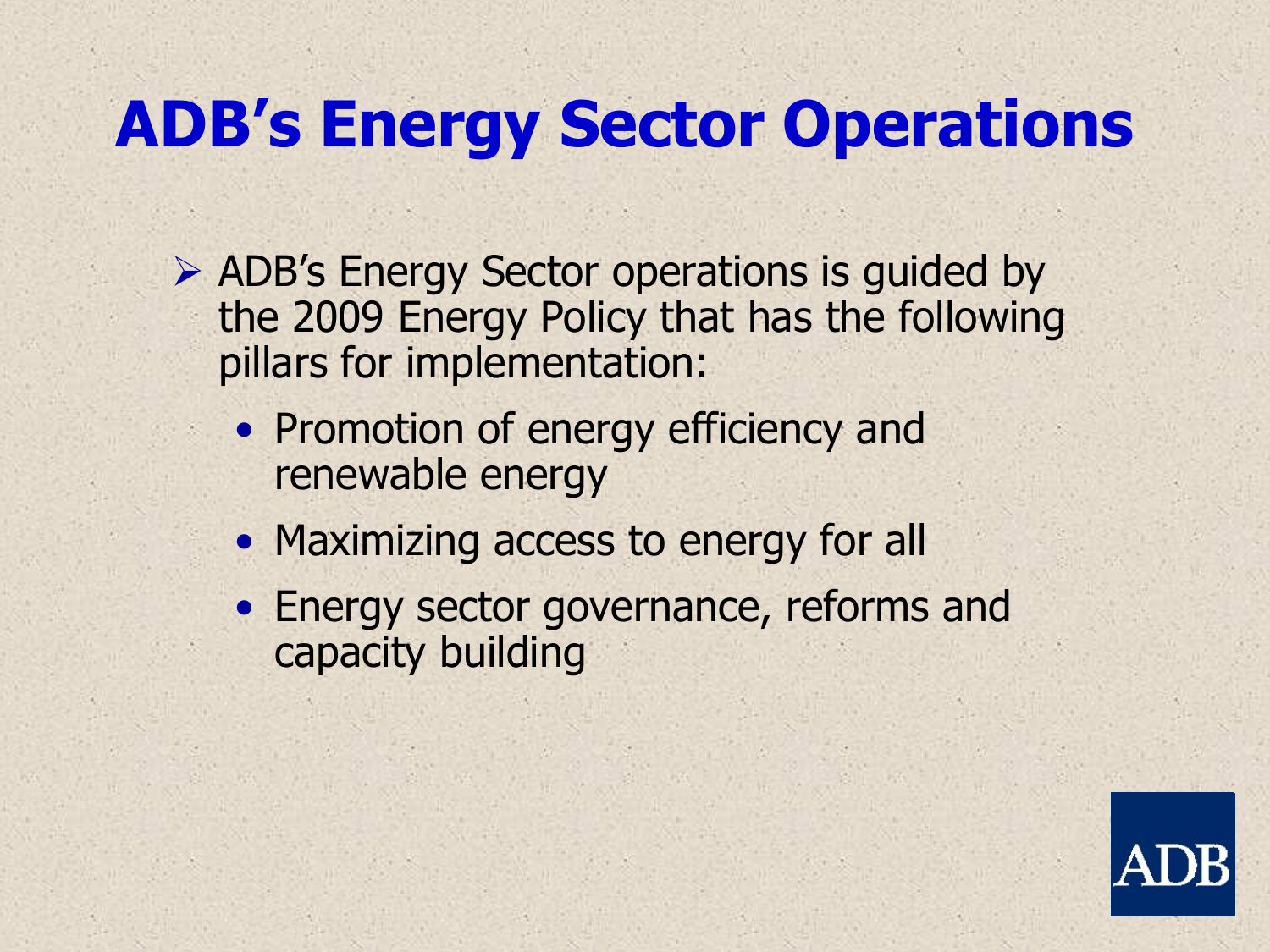# ADB's Energy Sector Operations

- ADB's Energy Sector operations is guided by the 2009 Energy Policy that has the following pillars for implementation:
  - Promotion of energy efficiency and renewable energy
  - Maximizing access to energy for all
  - Energy sector governance, reforms and capacity building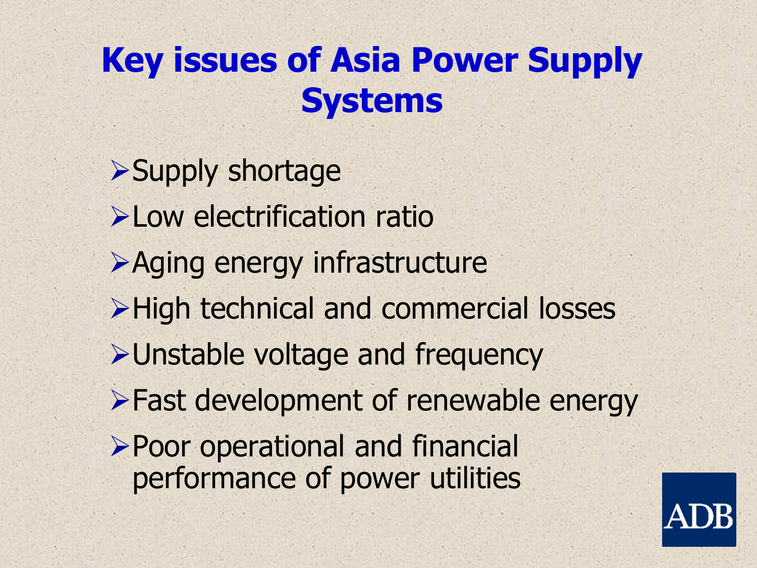# Key issues of Asia Power Supply Systems

- Supply shortage
- Low electrification ratio
- Aging energy infrastructure
- High technical and commercial losses
- Unstable voltage and frequency
- Fast development of renewable energy
- Poor operational and financial performance of power utilities

ADB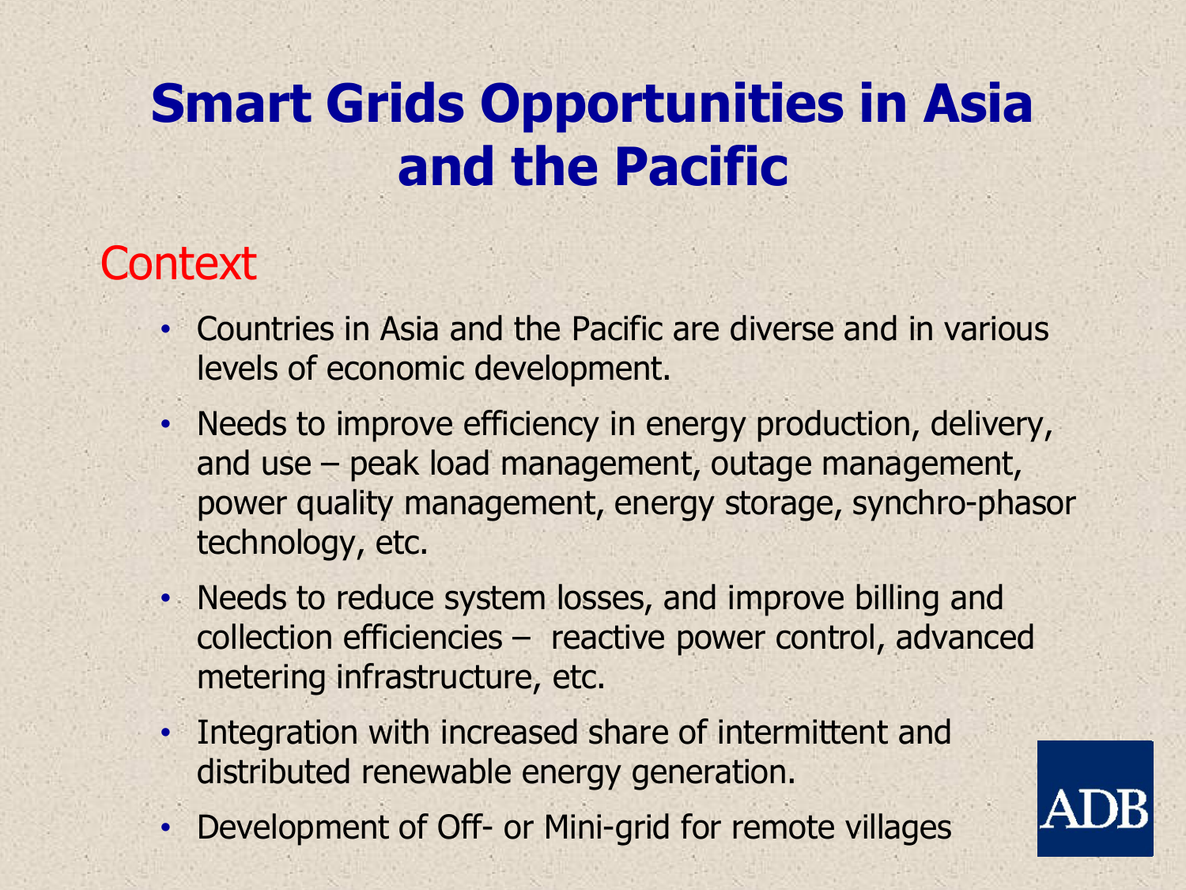# Smart Grids Opportunities in Asia and the Pacific

## Context

- Countries in Asia and the Pacific are diverse and in various levels of economic development.
- Needs to improve efficiency in energy production, delivery, and use – peak load management, outage management, power quality management, energy storage, synchro-phasor technology, etc.
- Needs to reduce system losses, and improve billing and collection efficiencies – reactive power control, advanced metering infrastructure, etc.
- Integration with increased share of intermittent and distributed renewable energy generation.
- Development of Off- or Mini-grid for remote villages

ADB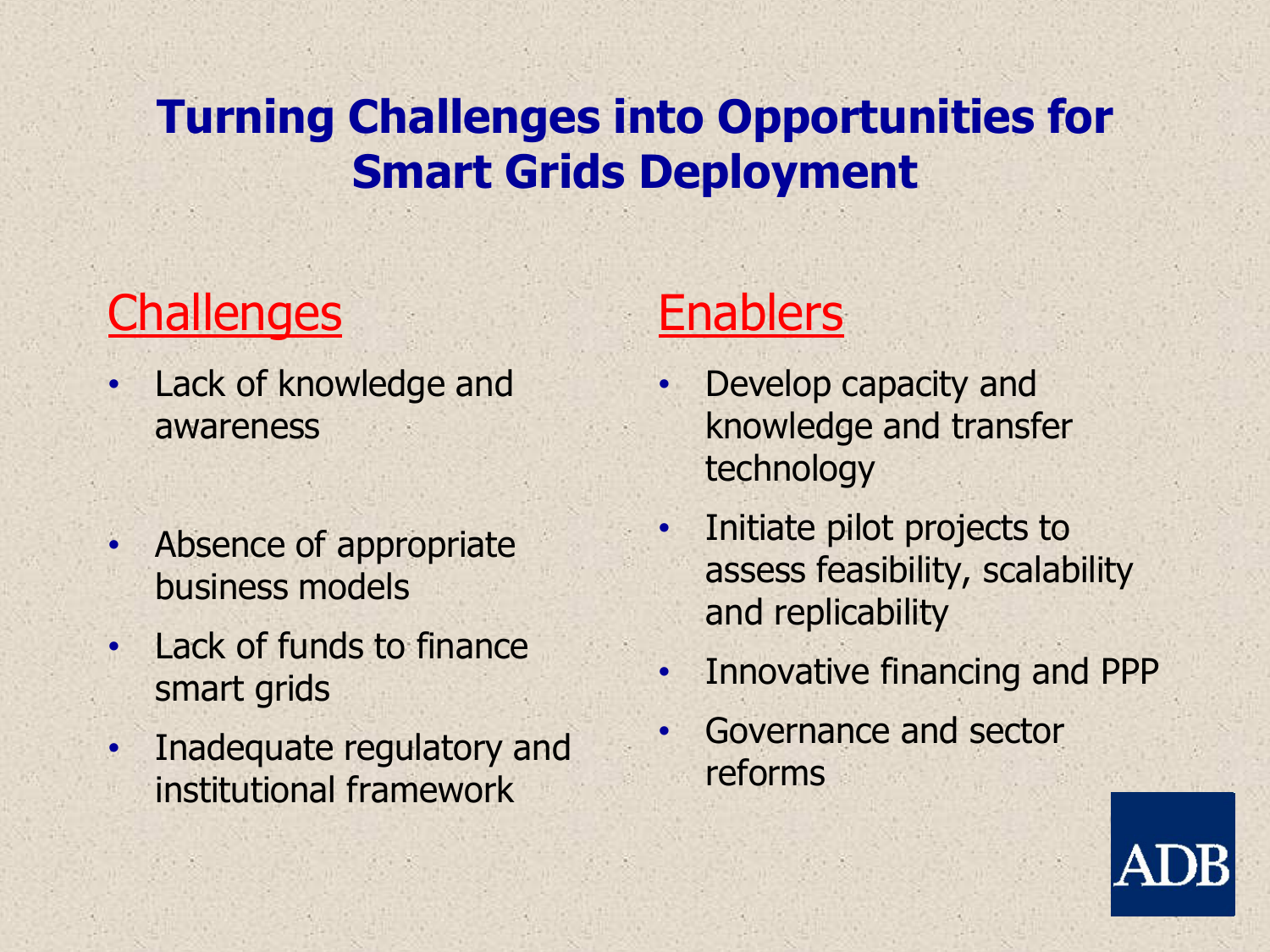# Turning Challenges into Opportunities for Smart Grids Deployment

## Challenges

- Lack of knowledge and awareness
- Absence of appropriate business models
- Lack of funds to finance smart grids
- Inadequate regulatory and institutional framework

## Enablers

- Develop capacity and knowledge and transfer technology
- Initiate pilot projects to assess feasibility, scalability and replicability
- Innovative financing and PPP
- Governance and sector reforms

ADB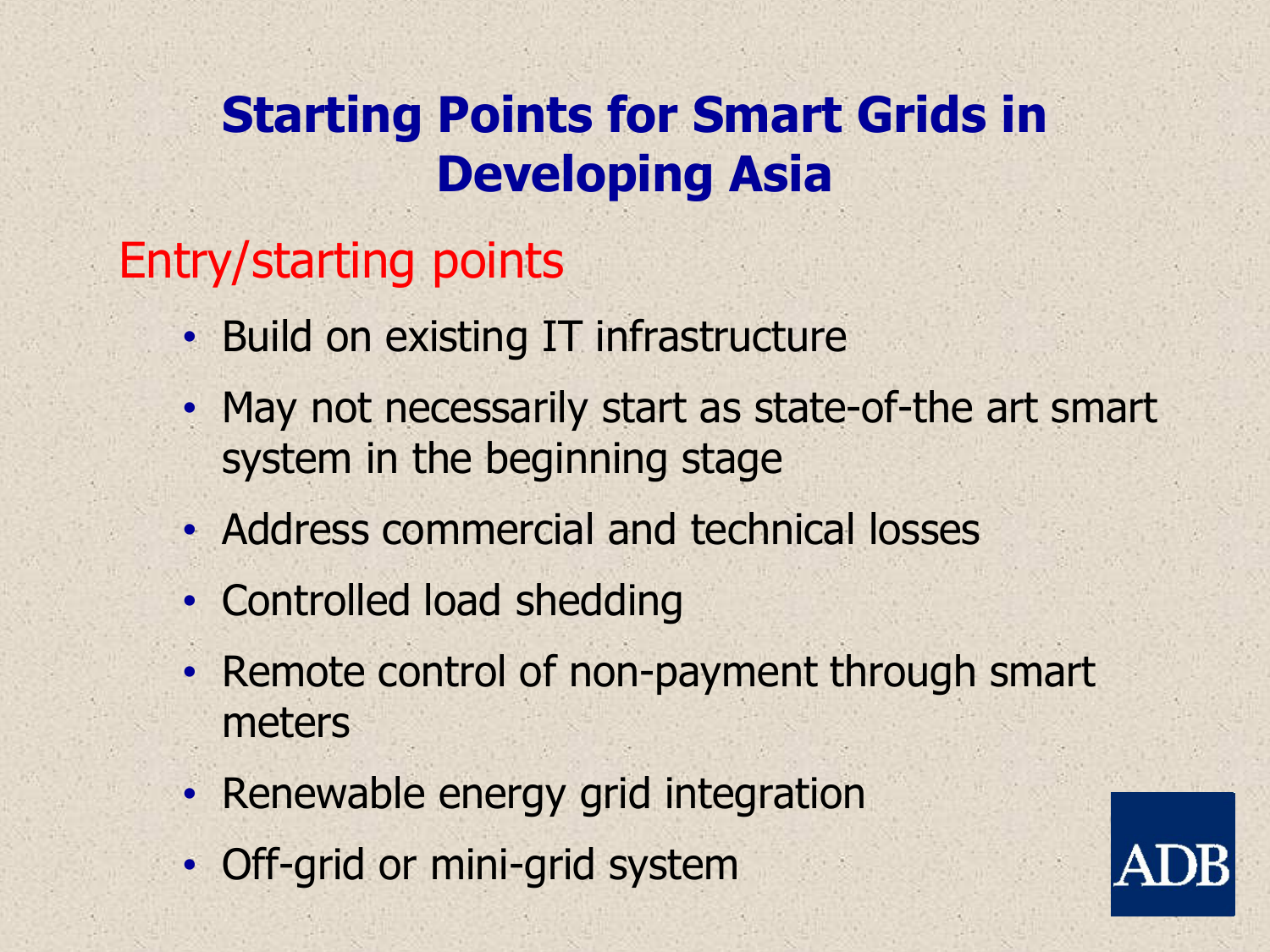# Starting Points for Smart Grids in Developing Asia

## Entry/starting points

- Build on existing IT infrastructure
- May not necessarily start as state-of-the art smart system in the beginning stage
- Address commercial and technical losses
- Controlled load shedding
- Remote control of non-payment through smart meters
- Renewable energy grid integration
- Off-grid or mini-grid system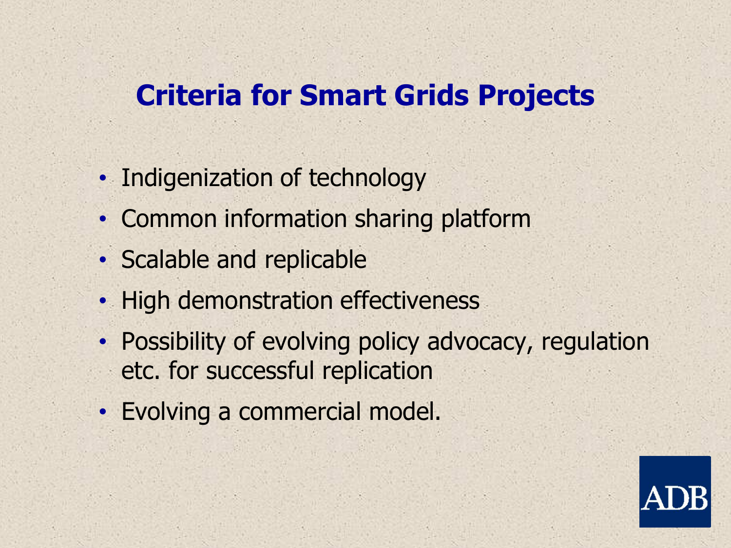# Criteria for Smart Grids Projects

- Indigenization of technology
- Common information sharing platform
- Scalable and replicable
- High demonstration effectiveness
- Possibility of evolving policy advocacy, regulation etc. for successful replication
- Evolving a commercial model.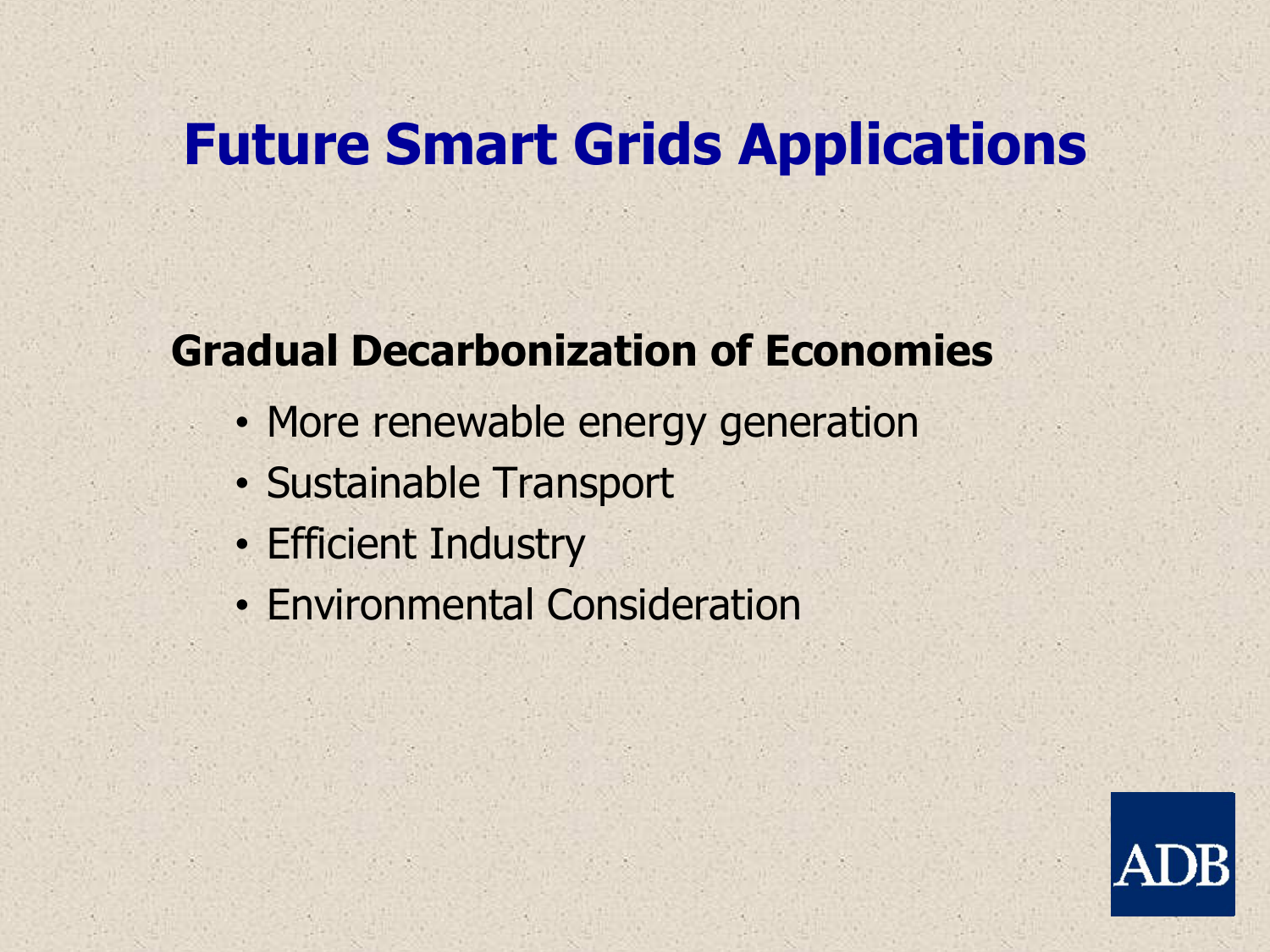# Future Smart Grids Applications

**Gradual Decarbonization of Economies**

- More renewable energy generation
- Sustainable Transport
- Efficient Industry
- Environmental Consideration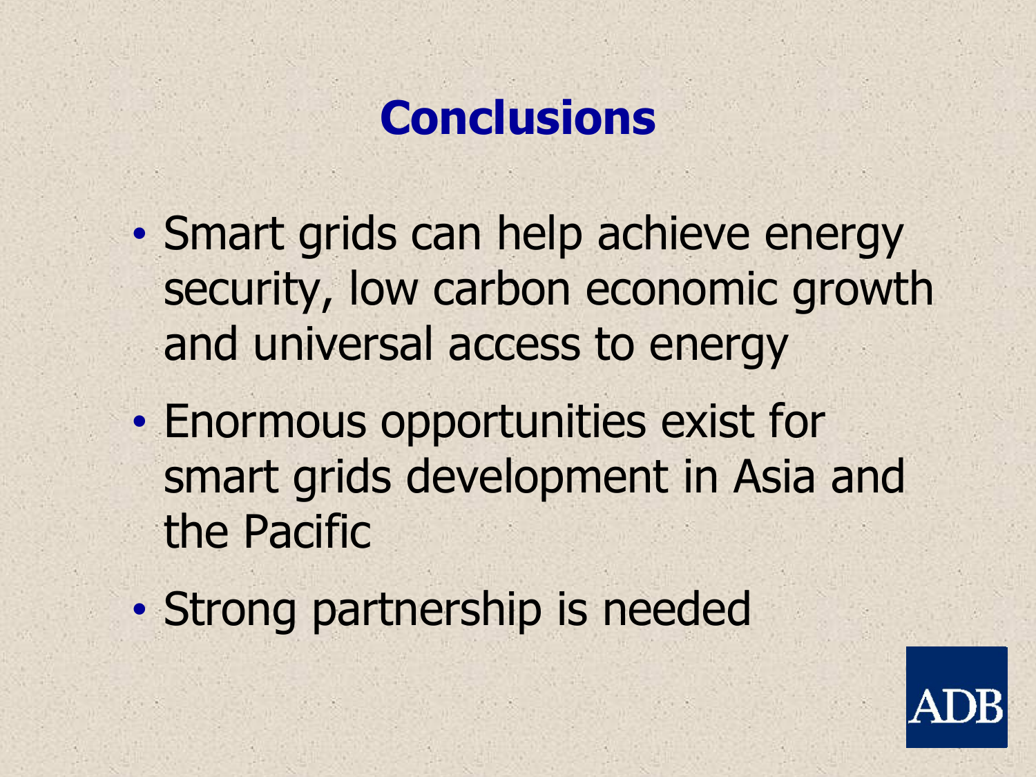# Conclusions

- Smart grids can help achieve energy security, low carbon economic growth and universal access to energy
- Enormous opportunities exist for smart grids development in Asia and the Pacific
- Strong partnership is needed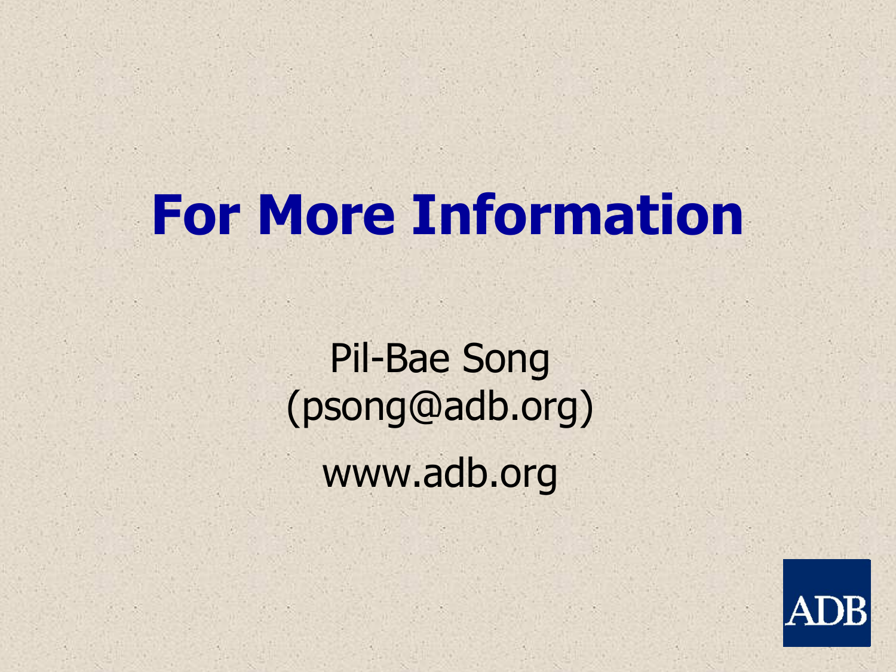# For More Information

Pil-Bae Song
(psong@adb.org)

www.adb.org

ADB